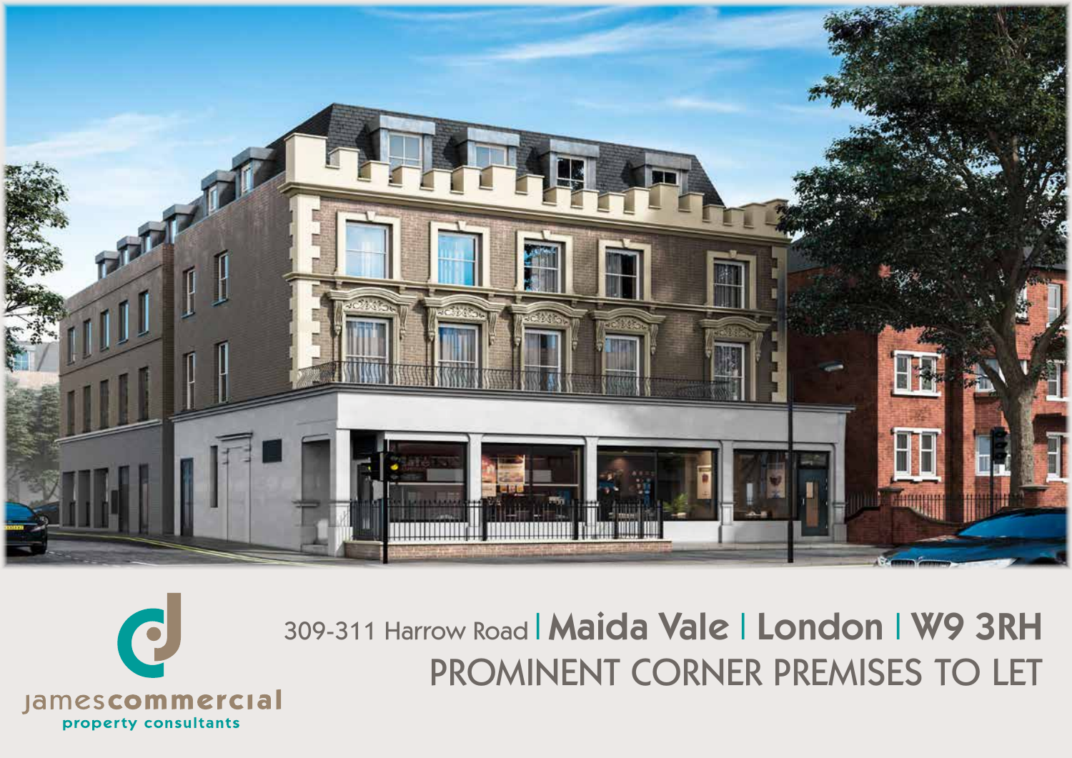jamescommercial
property consultants

309-311 Harrow Road | Maida Vale | London | W9 3RH

# PROMINENT CORNER PREMISES TO LET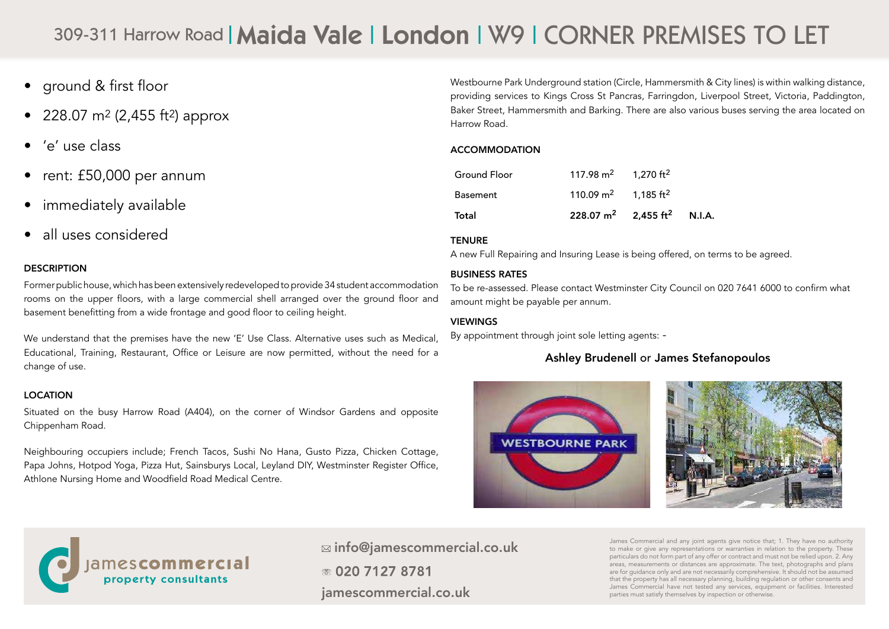# 309-311 Harrow Road | Maida Vale | London | W9 | CORNER PREMISES TO LET

- ground & first floor
- 228.07 m² (2,455 ft²) approx
- 'e' use class
- rent: £50,000 per annum
- immediately available
- all uses considered

## DESCRIPTION

Former public house, which has been extensively redeveloped to provide 34 student accommodation rooms on the upper floors, with a large commercial shell arranged over the ground floor and basement benefitting from a wide frontage and good floor to ceiling height.

We understand that the premises have the new 'E' Use Class. Alternative uses such as Medical, Educational, Training, Restaurant, Office or Leisure are now permitted, without the need for a change of use.

## LOCATION

Situated on the busy Harrow Road (A404), on the corner of Windsor Gardens and opposite Chippenham Road.

Neighbouring occupiers include; French Tacos, Sushi No Hana, Gusto Pizza, Chicken Cottage, Papa Johns, Hotpod Yoga, Pizza Hut, Sainsburys Local, Leyland DIY, Westminster Register Office, Athlone Nursing Home and Woodfield Road Medical Centre.

Westbourne Park Underground station (Circle, Hammersmith & City lines) is within walking distance, providing services to Kings Cross St Pancras, Farringdon, Liverpool Street, Victoria, Paddington, Baker Street, Hammersmith and Barking. There are also various buses serving the area located on Harrow Road.

## ACCOMMODATION

| | | | |
|---|---|---|---|
| Ground Floor | 117.98 m² | 1,270 ft² | |
| Basement | 110.09 m² | 1,185 ft² | |
| **Total** | **228.07 m²** | **2,455 ft²** | **N.I.A.** |

## TENURE

A new Full Repairing and Insuring Lease is being offered, on terms to be agreed.

## BUSINESS RATES

To be re-assessed. Please contact Westminster City Council on 020 7641 6000 to confirm what amount might be payable per annum.

## VIEWINGS

By appointment through joint sole letting agents: -

**Ashley Brudenell** or **James Stefanopoulos**

jamescommercial property consultants

info@jamescommercial.co.uk

020 7127 8781

jamescommercial.co.uk

James Commercial and any joint agents give notice that; 1. They have no authority to make or give any representations or warranties in relation to the property. These particulars do not form part of any offer or contract and must not be relied upon. 2. Any areas, measurements or distances are approximate. The text, photographs and plans are for guidance only and are not necessarily comprehensive. It should not be assumed that the property has all necessary planning, building regulation or other consents and James Commercial have not tested any services, equipment or facilities. Interested parties must satisfy themselves by inspection or otherwise.